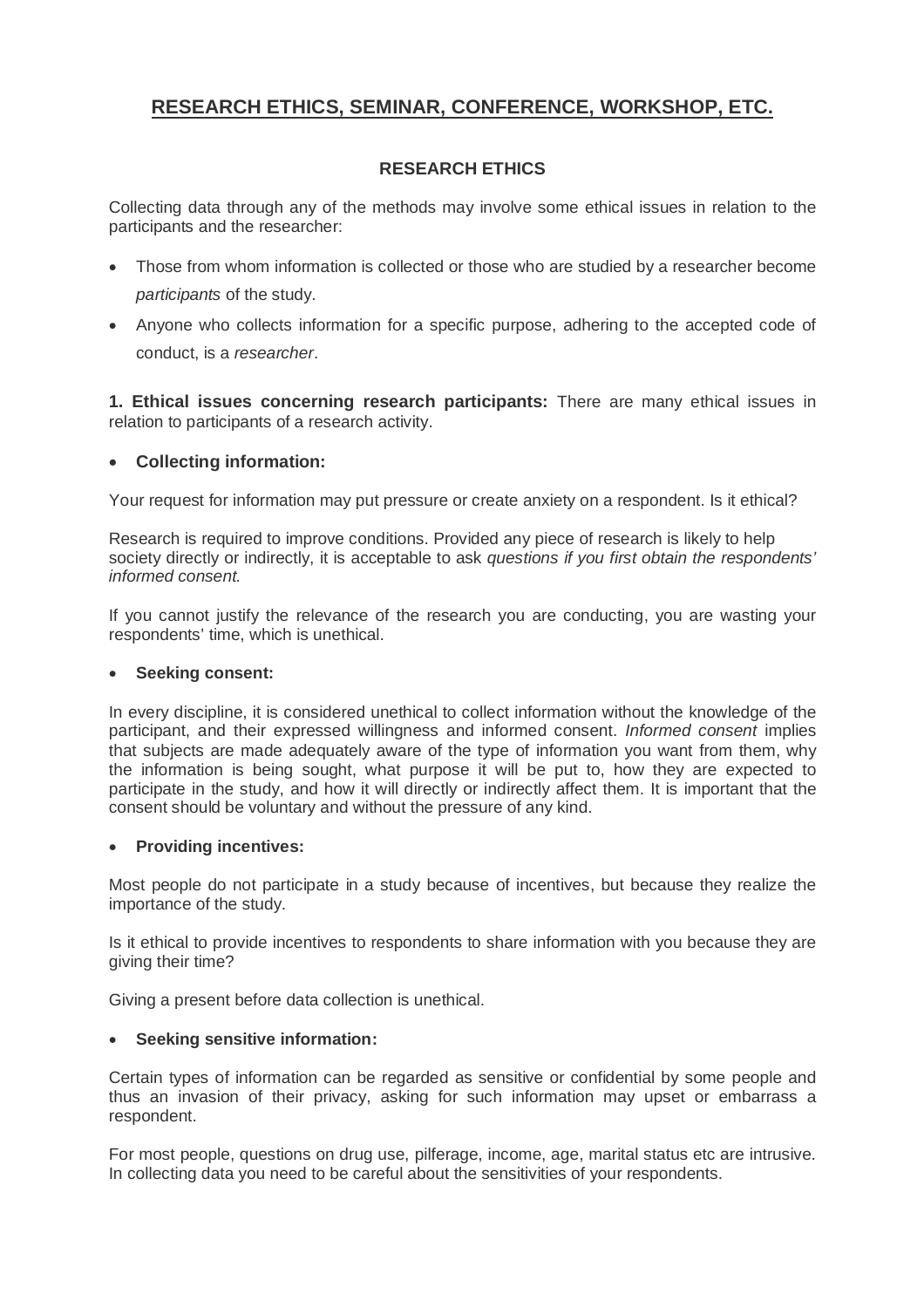# RESEARCH ETHICS, SEMINAR, CONFERENCE, WORKSHOP, ETC.

## RESEARCH ETHICS

Collecting data through any of the methods may involve some ethical issues in relation to the participants and the researcher:

- Those from whom information is collected or those who are studied by a researcher become *participants* of the study.
- Anyone who collects information for a specific purpose, adhering to the accepted code of conduct, is a *researcher*.

**1. Ethical issues concerning research participants:** There are many ethical issues in relation to participants of a research activity.

- **Collecting information:**

Your request for information may put pressure or create anxiety on a respondent. Is it ethical?

Research is required to improve conditions. Provided any piece of research is likely to help society directly or indirectly, it is acceptable to ask *questions if you first obtain the respondents' informed consent*.

If you cannot justify the relevance of the research you are conducting, you are wasting your respondents' time, which is unethical.

- **Seeking consent:**

In every discipline, it is considered unethical to collect information without the knowledge of the participant, and their expressed willingness and informed consent. *Informed consent* implies that subjects are made adequately aware of the type of information you want from them, why the information is being sought, what purpose it will be put to, how they are expected to participate in the study, and how it will directly or indirectly affect them. It is important that the consent should be voluntary and without the pressure of any kind.

- **Providing incentives:**

Most people do not participate in a study because of incentives, but because they realize the importance of the study.

Is it ethical to provide incentives to respondents to share information with you because they are giving their time?

Giving a present before data collection is unethical.

- **Seeking sensitive information:**

Certain types of information can be regarded as sensitive or confidential by some people and thus an invasion of their privacy, asking for such information may upset or embarrass a respondent.

For most people, questions on drug use, pilferage, income, age, marital status etc are intrusive. In collecting data you need to be careful about the sensitivities of your respondents.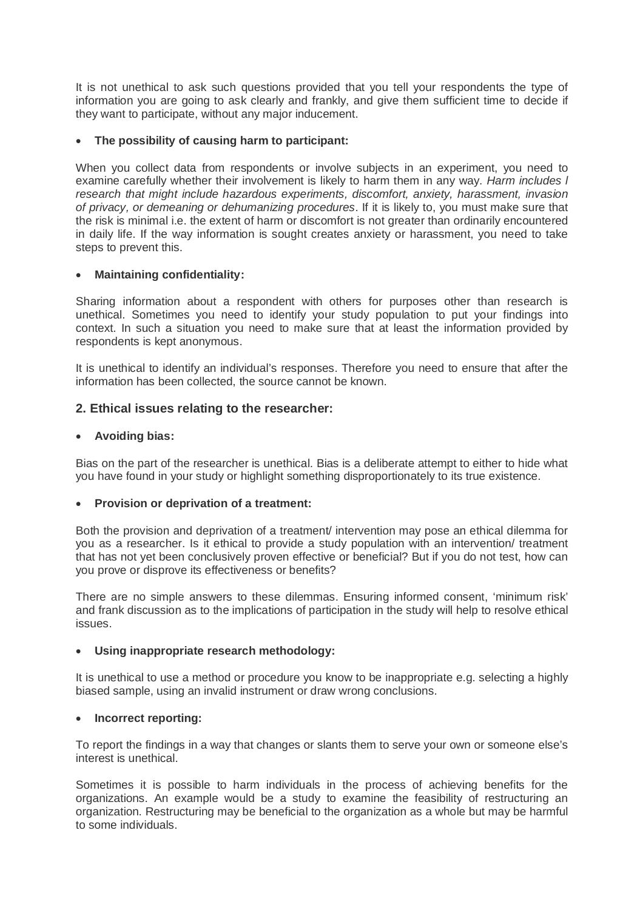It is not unethical to ask such questions provided that you tell your respondents the type of information you are going to ask clearly and frankly, and give them sufficient time to decide if they want to participate, without any major inducement.

- **The possibility of causing harm to participant:**

When you collect data from respondents or involve subjects in an experiment, you need to examine carefully whether their involvement is likely to harm them in any way. *Harm includes l research that might include hazardous experiments, discomfort, anxiety, harassment, invasion of privacy, or demeaning or dehumanizing procedures*. If it is likely to, you must make sure that the risk is minimal i.e. the extent of harm or discomfort is not greater than ordinarily encountered in daily life. If the way information is sought creates anxiety or harassment, you need to take steps to prevent this.

- **Maintaining confidentiality:**

Sharing information about a respondent with others for purposes other than research is unethical. Sometimes you need to identify your study population to put your findings into context. In such a situation you need to make sure that at least the information provided by respondents is kept anonymous.

It is unethical to identify an individual's responses. Therefore you need to ensure that after the information has been collected, the source cannot be known.

### 2. Ethical issues relating to the researcher:

- **Avoiding bias:**

Bias on the part of the researcher is unethical. Bias is a deliberate attempt to either to hide what you have found in your study or highlight something disproportionately to its true existence.

- **Provision or deprivation of a treatment:**

Both the provision and deprivation of a treatment/ intervention may pose an ethical dilemma for you as a researcher. Is it ethical to provide a study population with an intervention/ treatment that has not yet been conclusively proven effective or beneficial? But if you do not test, how can you prove or disprove its effectiveness or benefits?

There are no simple answers to these dilemmas. Ensuring informed consent, 'minimum risk' and frank discussion as to the implications of participation in the study will help to resolve ethical issues.

- **Using inappropriate research methodology:**

It is unethical to use a method or procedure you know to be inappropriate e.g. selecting a highly biased sample, using an invalid instrument or draw wrong conclusions.

- **Incorrect reporting:**

To report the findings in a way that changes or slants them to serve your own or someone else's interest is unethical.

Sometimes it is possible to harm individuals in the process of achieving benefits for the organizations. An example would be a study to examine the feasibility of restructuring an organization. Restructuring may be beneficial to the organization as a whole but may be harmful to some individuals.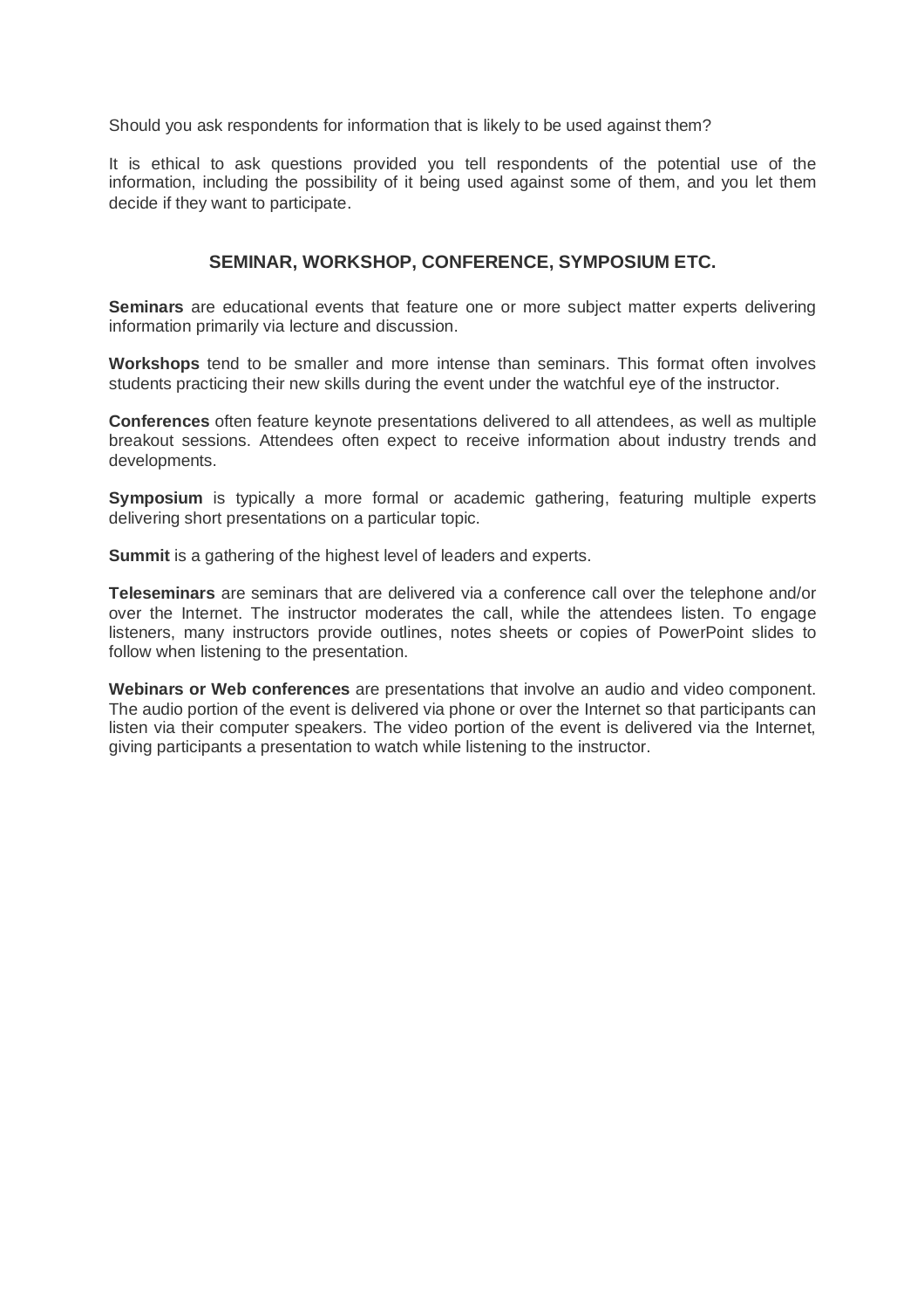Should you ask respondents for information that is likely to be used against them?

It is ethical to ask questions provided you tell respondents of the potential use of the information, including the possibility of it being used against some of them, and you let them decide if they want to participate.

## SEMINAR, WORKSHOP, CONFERENCE, SYMPOSIUM ETC.

**Seminars** are educational events that feature one or more subject matter experts delivering information primarily via lecture and discussion.

**Workshops** tend to be smaller and more intense than seminars. This format often involves students practicing their new skills during the event under the watchful eye of the instructor.

**Conferences** often feature keynote presentations delivered to all attendees, as well as multiple breakout sessions. Attendees often expect to receive information about industry trends and developments.

**Symposium** is typically a more formal or academic gathering, featuring multiple experts delivering short presentations on a particular topic.

**Summit** is a gathering of the highest level of leaders and experts.

**Teleseminars** are seminars that are delivered via a conference call over the telephone and/or over the Internet. The instructor moderates the call, while the attendees listen. To engage listeners, many instructors provide outlines, notes sheets or copies of PowerPoint slides to follow when listening to the presentation.

**Webinars or Web conferences** are presentations that involve an audio and video component. The audio portion of the event is delivered via phone or over the Internet so that participants can listen via their computer speakers. The video portion of the event is delivered via the Internet, giving participants a presentation to watch while listening to the instructor.